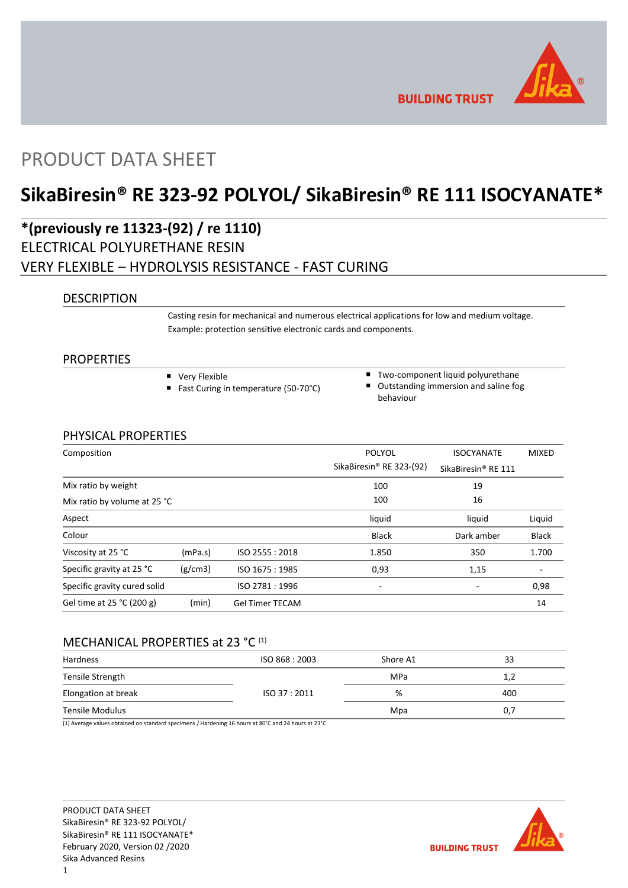# PRODUCT DATA SHEET

# SikaBiresin® RE 323-92 POLYOL/ SikaBiresin® RE 111 ISOCYANATE*

## *(previously re 11323-(92) / re 1110)

ELECTRICAL POLYURETHANE RESIN

VERY FLEXIBLE – HYDROLYSIS RESISTANCE - FAST CURING

## DESCRIPTION

Casting resin for mechanical and numerous electrical applications for low and medium voltage.
Example: protection sensitive electronic cards and components.

## PROPERTIES

- Very Flexible
- Fast Curing in temperature (50-70°C)
- Two-component liquid polyurethane
- Outstanding immersion and saline fog behaviour

## PHYSICAL PROPERTIES

| Composition | | | POLYOL SikaBiresin® RE 323-(92) | ISOCYANATE SikaBiresin® RE 111 | MIXED |
|---|---|---|---|---|---|
| Mix ratio by weight | | | 100 | 19 | |
| Mix ratio by volume at 25 °C | | | 100 | 16 | |
| Aspect | | | liquid | liquid | Liquid |
| Colour | | | Black | Dark amber | Black |
| Viscosity at 25 °C | (mPa.s) | ISO 2555 : 2018 | 1.850 | 350 | 1.700 |
| Specific gravity at 25 °C | (g/cm3) | ISO 1675 : 1985 | 0,93 | 1,15 | - |
| Specific gravity cured solid | | ISO 2781 : 1996 | - | - | 0,98 |
| Gel time at 25 °C (200 g) | (min) | Gel Timer TECAM | | | 14 |

## MECHANICAL PROPERTIES at 23 °C [1]

| Hardness | ISO 868 : 2003 | Shore A1 | 33 |
|---|---|---|---|
| Tensile Strength | ISO 37 : 2011 | MPa | 1,2 |
| Elongation at break | | % | 400 |
| Tensile Modulus | | Mpa | 0,7 |

(1) Average values obtained on standard specimens / Hardening 16 hours at 80°C and 24 hours at 23°C

PRODUCT DATA SHEET
SikaBiresin® RE 323-92 POLYOL/
SikaBiresin® RE 111 ISOCYANATE*
February 2020, Version 02 /2020
Sika Advanced Resins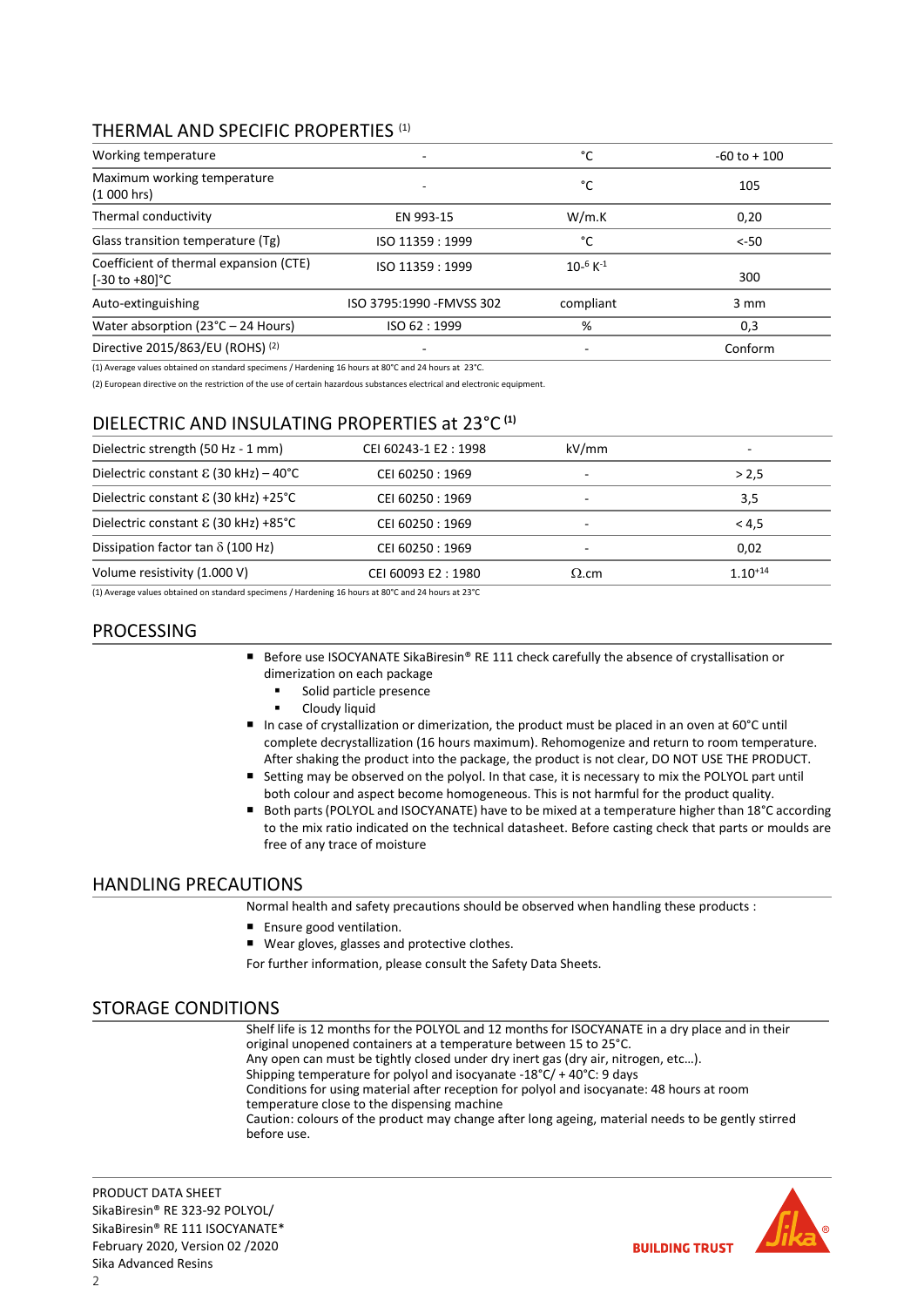## THERMAL AND SPECIFIC PROPERTIES (1)

| | | | |
|---|---|---|---|
| Working temperature | - | °C | -60 to + 100 |
| Maximum working temperature (1 000 hrs) | - | °C | 105 |
| Thermal conductivity | EN 993-15 | W/m.K | 0,20 |
| Glass transition temperature (Tg) | ISO 11359 : 1999 | °C | <-50 |
| Coefficient of thermal expansion (CTE) [-30 to +80]°C | ISO 11359 : 1999 | $10^{-6}$ $K^{-1}$ | 300 |
| Auto-extinguishing | ISO 3795:1990 -FMVSS 302 | compliant | 3 mm |
| Water absorption (23°C – 24 Hours) | ISO 62 : 1999 | % | 0,3 |
| Directive 2015/863/EU (ROHS) (2) | - | - | Conform |

(1) Average values obtained on standard specimens / Hardening 16 hours at 80°C and 24 hours at 23°C.

(2) European directive on the restriction of the use of certain hazardous substances electrical and electronic equipment.

## DIELECTRIC AND INSULATING PROPERTIES at 23°C (1)

| | | | |
|---|---|---|---|
| Dielectric strength (50 Hz - 1 mm) | CEI 60243-1 E2 : 1998 | kV/mm | - |
| Dielectric constant Ɛ (30 kHz) – 40°C | CEI 60250 : 1969 | - | > 2,5 |
| Dielectric constant Ɛ (30 kHz) +25°C | CEI 60250 : 1969 | - | 3,5 |
| Dielectric constant Ɛ (30 kHz) +85°C | CEI 60250 : 1969 | - | < 4,5 |
| Dissipation factor tan $\delta$ (100 Hz) | CEI 60250 : 1969 | - | 0,02 |
| Volume resistivity (1.000 V) | CEI 60093 E2 : 1980 | Ω.cm | $1.10^{+14}$ |

(1) Average values obtained on standard specimens / Hardening 16 hours at 80°C and 24 hours at 23°C

## PROCESSING

- Before use ISOCYANATE SikaBiresin® RE 111 check carefully the absence of crystallisation or dimerization on each package
  - Solid particle presence
  - Cloudy liquid
- In case of crystallization or dimerization, the product must be placed in an oven at 60°C until complete decrystallization (16 hours maximum). Rehomogenize and return to room temperature. After shaking the product into the package, the product is not clear, DO NOT USE THE PRODUCT.
- Setting may be observed on the polyol. In that case, it is necessary to mix the POLYOL part until both colour and aspect become homogeneous. This is not harmful for the product quality.
- Both parts (POLYOL and ISOCYANATE) have to be mixed at a temperature higher than 18°C according to the mix ratio indicated on the technical datasheet. Before casting check that parts or moulds are free of any trace of moisture

## HANDLING PRECAUTIONS

Normal health and safety precautions should be observed when handling these products :

- Ensure good ventilation.
- Wear gloves, glasses and protective clothes.

For further information, please consult the Safety Data Sheets.

## STORAGE CONDITIONS

Shelf life is 12 months for the POLYOL and 12 months for ISOCYANATE in a dry place and in their original unopened containers at a temperature between 15 to 25°C.
Any open can must be tightly closed under dry inert gas (dry air, nitrogen, etc…).
Shipping temperature for polyol and isocyanate -18°C/ + 40°C: 9 days
Conditions for using material after reception for polyol and isocyanate: 48 hours at room temperature close to the dispensing machine
Caution: colours of the product may change after long ageing, material needs to be gently stirred before use.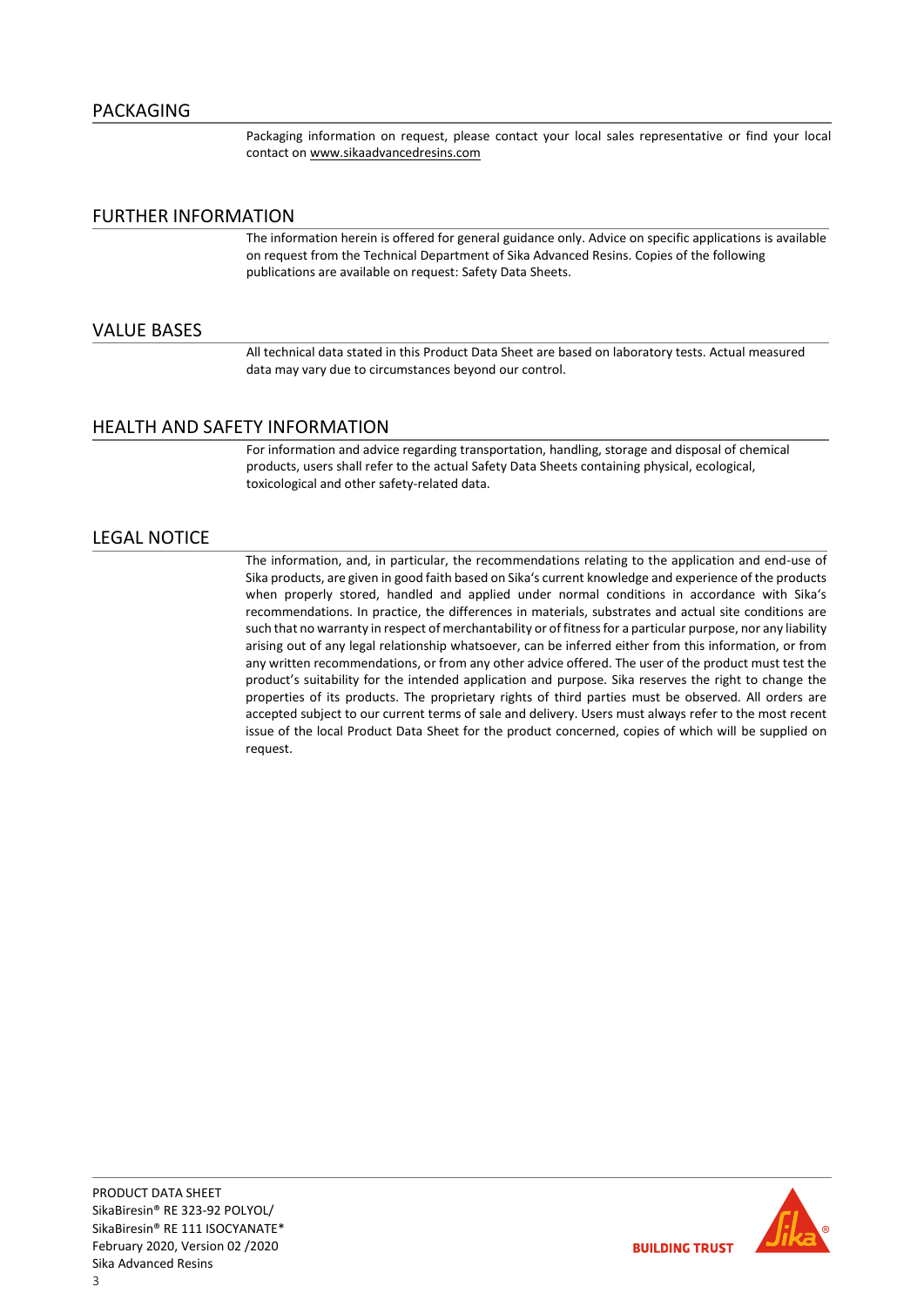## PACKAGING

Packaging information on request, please contact your local sales representative or find your local contact on www.sikaadvancedresins.com

## FURTHER INFORMATION

The information herein is offered for general guidance only. Advice on specific applications is available on request from the Technical Department of Sika Advanced Resins. Copies of the following publications are available on request: Safety Data Sheets.

## VALUE BASES

All technical data stated in this Product Data Sheet are based on laboratory tests. Actual measured data may vary due to circumstances beyond our control.

## HEALTH AND SAFETY INFORMATION

For information and advice regarding transportation, handling, storage and disposal of chemical products, users shall refer to the actual Safety Data Sheets containing physical, ecological, toxicological and other safety-related data.

## LEGAL NOTICE

The information, and, in particular, the recommendations relating to the application and end-use of Sika products, are given in good faith based on Sika's current knowledge and experience of the products when properly stored, handled and applied under normal conditions in accordance with Sika's recommendations. In practice, the differences in materials, substrates and actual site conditions are such that no warranty in respect of merchantability or of fitness for a particular purpose, nor any liability arising out of any legal relationship whatsoever, can be inferred either from this information, or from any written recommendations, or from any other advice offered. The user of the product must test the product's suitability for the intended application and purpose. Sika reserves the right to change the properties of its products. The proprietary rights of third parties must be observed. All orders are accepted subject to our current terms of sale and delivery. Users must always refer to the most recent issue of the local Product Data Sheet for the product concerned, copies of which will be supplied on request.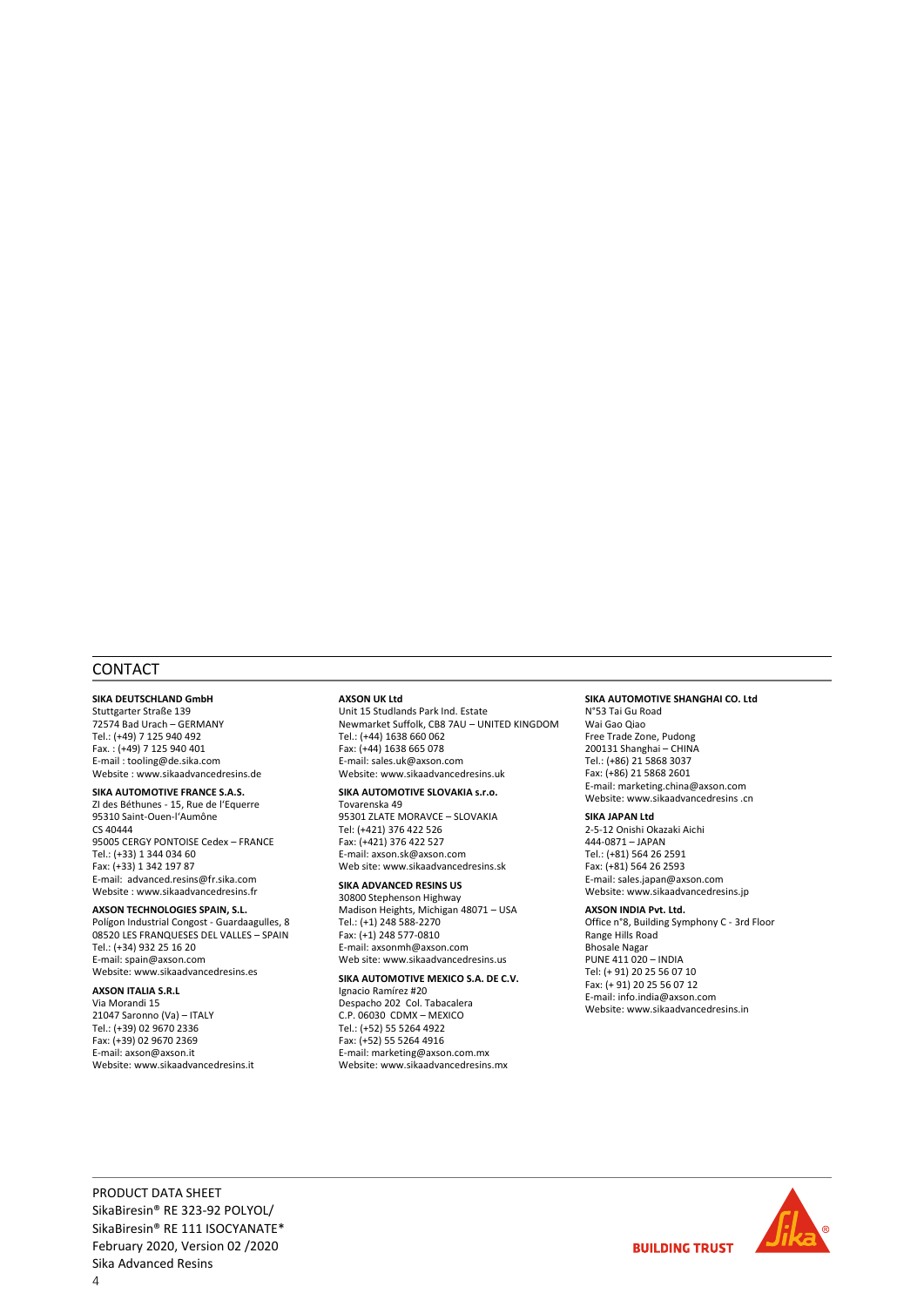## CONTACT

**SIKA DEUTSCHLAND GmbH**
Stuttgarter Straße 139
72574 Bad Urach – GERMANY
Tel.: (+49) 7 125 940 492
Fax. : (+49) 7 125 940 401
E-mail : tooling@de.sika.com
Website : www.sikaadvancedresins.de

**SIKA AUTOMOTIVE FRANCE S.A.S.**
ZI des Béthunes - 15, Rue de l'Equerre
95310 Saint-Ouen-l'Aumône
CS 40444
95005 CERGY PONTOISE Cedex – FRANCE
Tel.: (+33) 1 344 034 60
Fax: (+33) 1 342 197 87
E-mail: advanced.resins@fr.sika.com
Website : www.sikaadvancedresins.fr

**AXSON TECHNOLOGIES SPAIN, S.L.**
Polígon Industrial Congost - Guardaagulles, 8
08520 LES FRANQUESES DEL VALLES – SPAIN
Tel.: (+34) 932 25 16 20
E-mail: spain@axson.com
Website: www.sikaadvancedresins.es

**AXSON ITALIA S.R.L**
Via Morandi 15
21047 Saronno (Va) – ITALY
Tel.: (+39) 02 9670 2336
Fax: (+39) 02 9670 2369
E-mail: axson@axson.it
Website: www.sikaadvancedresins.it

**AXSON UK Ltd**
Unit 15 Studlands Park Ind. Estate
Newmarket Suffolk, CB8 7AU – UNITED KINGDOM
Tel.: (+44) 1638 660 062
Fax: (+44) 1638 665 078
E-mail: sales.uk@axson.com
Website: www.sikaadvancedresins.uk

**SIKA AUTOMOTIVE SLOVAKIA s.r.o.**
Tovarenska 49
95301 ZLATE MORAVCE – SLOVAKIA
Tel: (+421) 376 422 526
Fax: (+421) 376 422 527
E-mail: axson.sk@axson.com
Web site: www.sikaadvancedresins.sk

**SIKA ADVANCED RESINS US**
30800 Stephenson Highway
Madison Heights, Michigan 48071 – USA
Tel.: (+1) 248 588-2270
Fax: (+1) 248 577-0810
E-mail: axsonmh@axson.com
Web site: www.sikaadvancedresins.us

**SIKA AUTOMOTIVE MEXICO S.A. DE C.V.**
Ignacio Ramírez #20
Despacho 202 Col. Tabacalera
C.P. 06030 CDMX – MEXICO
Tel.: (+52) 55 5264 4922
Fax: (+52) 55 5264 4916
E-mail: marketing@axson.com.mx
Website: www.sikaadvancedresins.mx

**SIKA AUTOMOTIVE SHANGHAI CO. Ltd**
N°53 Tai Gu Road
Wai Gao Qiao
Free Trade Zone, Pudong
200131 Shanghai – CHINA
Tel.: (+86) 21 5868 3037
Fax: (+86) 21 5868 2601
E-mail: marketing.china@axson.com
Website: www.sikaadvancedresins .cn

**SIKA JAPAN Ltd**
2-5-12 Onishi Okazaki Aichi
444-0871 – JAPAN
Tel.: (+81) 564 26 2591
Fax: (+81) 564 26 2593
E-mail: sales.japan@axson.com
Website: www.sikaadvancedresins.jp

**AXSON INDIA Pvt. Ltd.**
Office n°8, Building Symphony C - 3rd Floor
Range Hills Road
Bhosale Nagar
PUNE 411 020 – INDIA
Tel: (+ 91) 20 25 56 07 10
Fax: (+ 91) 20 25 56 07 12
E-mail: info.india@axson.com
Website: www.sikaadvancedresins.in